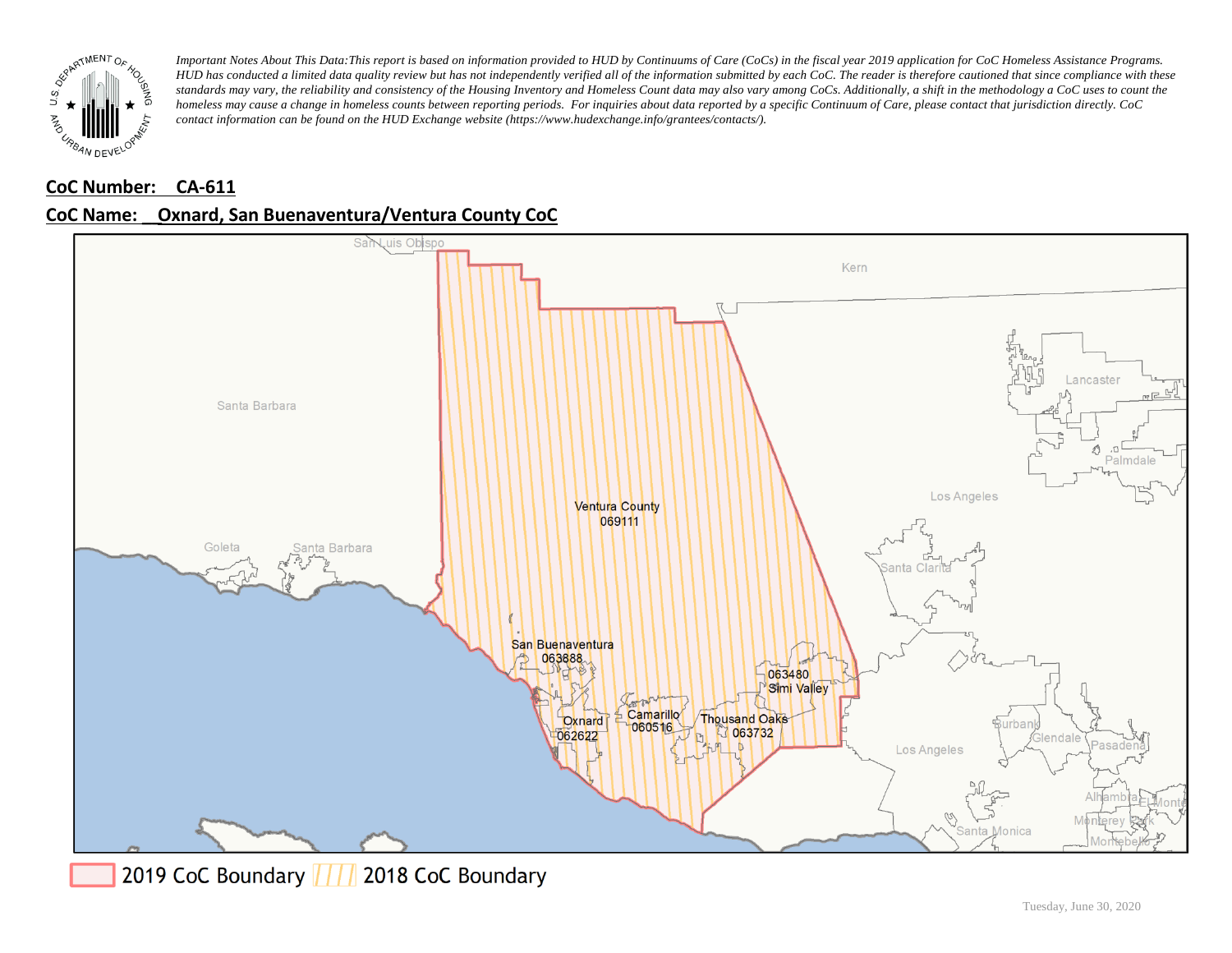*Important Notes About This Data:This report is based on information provided to HUD by Continuums of Care (CoCs) in the fiscal year 2019 application for CoC Homeless Assistance Programs. HUD has conducted a limited data quality review but has not independently verified all of the information submitted by each CoC. The reader is therefore cautioned that since compliance with these standards may vary, the reliability and consistency of the Housing Inventory and Homeless Count data may also vary among CoCs. Additionally, a shift in the methodology a CoC uses to count the homeless may cause a change in homeless counts between reporting periods. For inquiries about data reported by a specific Continuum of Care, please contact that jurisdiction directly. CoC contact information can be found on the HUD Exchange website (https://www.hudexchange.info/grantees/contacts/).*

**CoC Number: CA-611**

**CoC Name: Oxnard, San Buenaventura/Ventura County CoC**

2019 CoC Boundary | 2018 CoC Boundary

Tuesday, June 30, 2020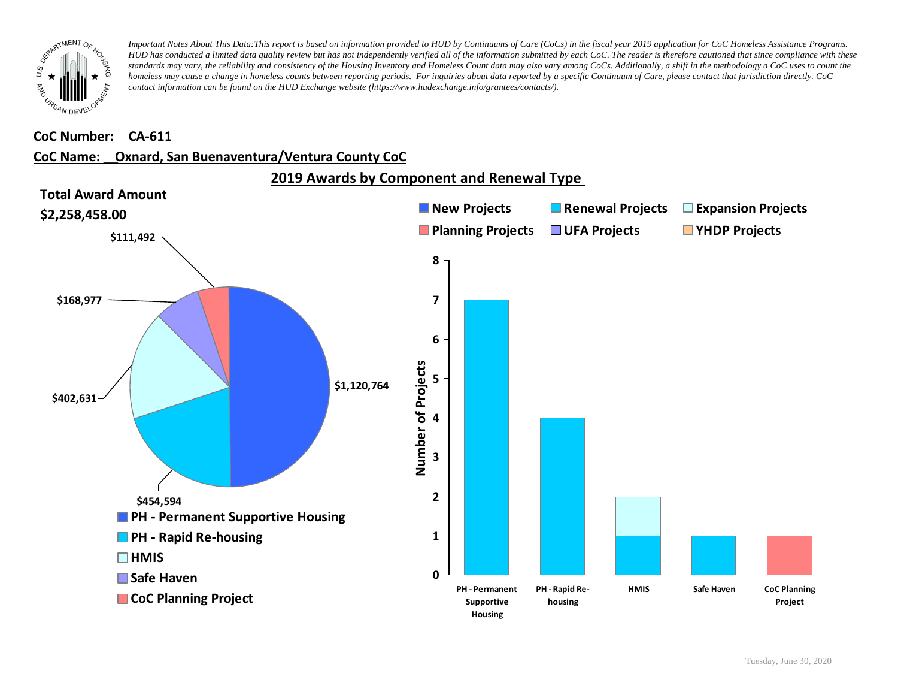*Important Notes About This Data: This report is based on information provided to HUD by Continuums of Care (CoCs) in the fiscal year 2019 application for CoC Homeless Assistance Programs. HUD has conducted a limited data quality review but has not independently verified all of the information submitted by each CoC. The reader is therefore cautioned that since compliance with these standards may vary, the reliability and consistency of the Housing Inventory and Homeless Count data may also vary among CoCs. Additionally, a shift in the methodology a CoC uses to count the homeless may cause a change in homeless counts between reporting periods. For inquiries about data reported by a specific Continuum of Care, please contact that jurisdiction directly. CoC contact information can be found on the HUD Exchange website (https://www.hudexchange.info/grantees/contacts/).*

**CoC Number: CA-611**

**CoC Name: Oxnard, San Buenaventura/Ventura County CoC**

## 2019 Awards by Component and Renewal Type

**Total Award Amount**

**$2,258,458.00**

| Component | Award Amount |
|---|---|
| PH - Permanent Supportive Housing | $1,120,764 |
| PH - Rapid Re-housing | $454,594 |
| HMIS | $402,631 |
| Safe Haven | $168,977 |
| CoC Planning Project | $111,492 |

| Component | New Projects | Renewal Projects | Expansion Projects | Planning Projects | UFA Projects | YHDP Projects |
|---|---|---|---|---|---|---|
| PH - Permanent Supportive Housing | | 7 | | | | |
| PH - Rapid Re-housing | | 4 | | | | |
| HMIS | | 1 | 1 | | | |
| Safe Haven | | 1 | | | | |
| CoC Planning Project | | | | 1 | | |

Tuesday, June 30, 2020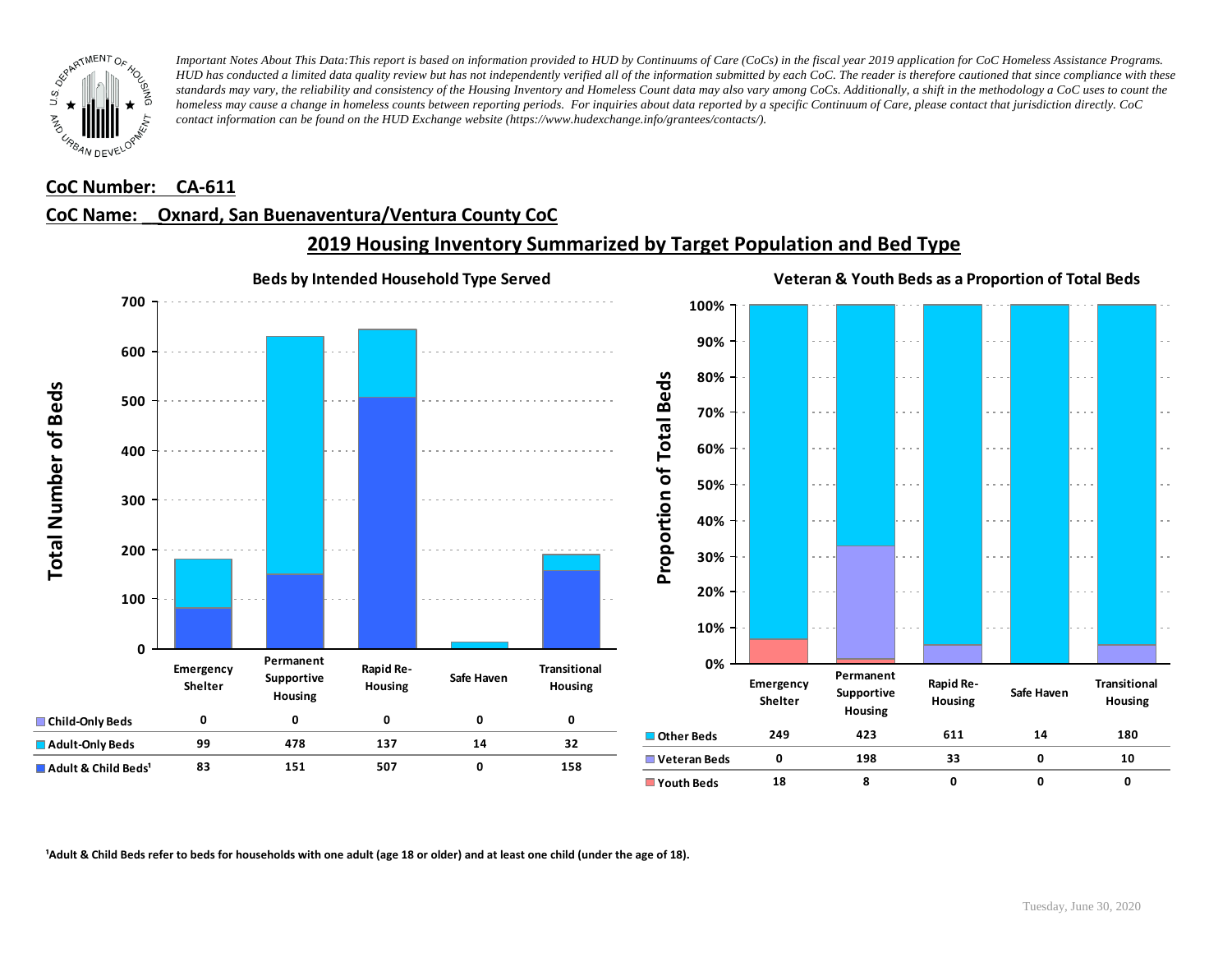*Important Notes About This Data: This report is based on information provided to HUD by Continuums of Care (CoCs) in the fiscal year 2019 application for CoC Homeless Assistance Programs. HUD has conducted a limited data quality review but has not independently verified all of the information submitted by each CoC. The reader is therefore cautioned that since compliance with these standards may vary, the reliability and consistency of the Housing Inventory and Homeless Count data may also vary among CoCs. Additionally, a shift in the methodology a CoC uses to count the homeless may cause a change in homeless counts between reporting periods. For inquiries about data reported by a specific Continuum of Care, please contact that jurisdiction directly. CoC contact information can be found on the HUD Exchange website (https://www.hudexchange.info/grantees/contacts/).*

**CoC Number: CA-611**

**CoC Name: Oxnard, San Buenaventura/Ventura County CoC**

## 2019 Housing Inventory Summarized by Target Population and Bed Type

### Beds by Intended Household Type Served

| | Emergency Shelter | Permanent Supportive Housing | Rapid Re-Housing | Safe Haven | Transitional Housing |
|---|---|---|---|---|---|
| Child-Only Beds | 0 | 0 | 0 | 0 | 0 |
| Adult-Only Beds | 99 | 478 | 137 | 14 | 32 |
| Adult & Child Beds[1] | 83 | 151 | 507 | 0 | 158 |

### Veteran & Youth Beds as a Proportion of Total Beds

| | Emergency Shelter | Permanent Supportive Housing | Rapid Re-Housing | Safe Haven | Transitional Housing |
|---|---|---|---|---|---|
| Other Beds | 249 | 423 | 611 | 14 | 180 |
| Veteran Beds | 0 | 198 | 33 | 0 | 10 |
| Youth Beds | 18 | 8 | 0 | 0 | 0 |

[1]Adult & Child Beds refer to beds for households with one adult (age 18 or older) and at least one child (under the age of 18).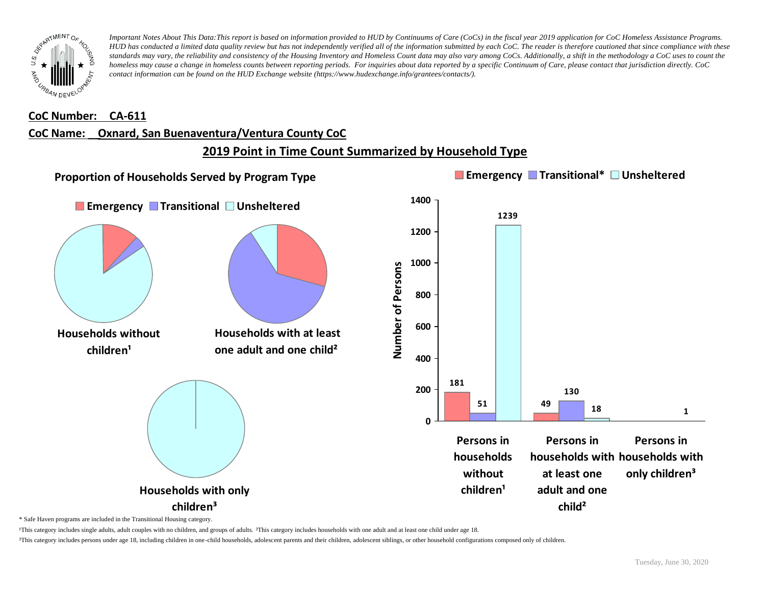*Important Notes About This Data:This report is based on information provided to HUD by Continuums of Care (CoCs) in the fiscal year 2019 application for CoC Homeless Assistance Programs. HUD has conducted a limited data quality review but has not independently verified all of the information submitted by each CoC. The reader is therefore cautioned that since compliance with these standards may vary, the reliability and consistency of the Housing Inventory and Homeless Count data may also vary among CoCs. Additionally, a shift in the methodology a CoC uses to count the homeless may cause a change in homeless counts between reporting periods. For inquiries about data reported by a specific Continuum of Care, please contact that jurisdiction directly. CoC contact information can be found on the HUD Exchange website (https://www.hudexchange.info/grantees/contacts/).*

**CoC Number: CA-611**

**CoC Name: Oxnard, San Buenaventura/Ventura County CoC**

## 2019 Point in Time Count Summarized by Household Type

### Proportion of Households Served by Program Type

Emergency | Transitional | Unsheltered

**Households without children¹**

**Households with at least one adult and one child²**

**Households with only children³**

Emergency | Transitional* | Unsheltered

| | Emergency | Transitional* | Unsheltered |
|---|---|---|---|
| Persons in households without children¹ | 181 | 51 | 1239 |
| Persons in households with at least one adult and one child² | 49 | 130 | 18 |
| Persons in households with only children³ | | | 1 |

Number of Persons

\* Safe Haven programs are included in the Transitional Housing category.

¹This category includes single adults, adult couples with no children, and groups of adults. ²This category includes households with one adult and at least one child under age 18.

³This category includes persons under age 18, including children in one-child households, adolescent parents and their children, adolescent siblings, or other household configurations composed only of children.

Tuesday, June 30, 2020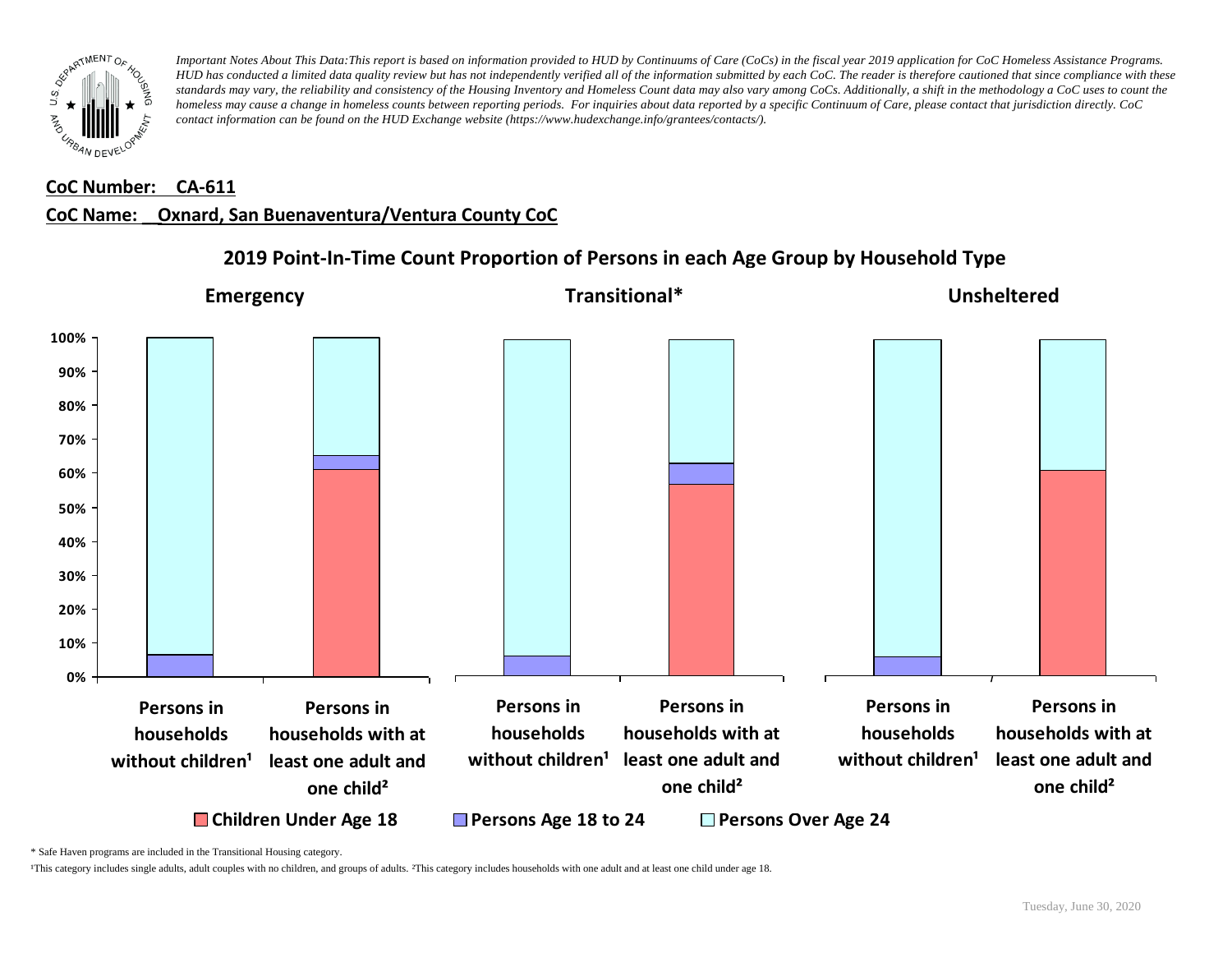*Important Notes About This Data:This report is based on information provided to HUD by Continuums of Care (CoCs) in the fiscal year 2019 application for CoC Homeless Assistance Programs. HUD has conducted a limited data quality review but has not independently verified all of the information submitted by each CoC. The reader is therefore cautioned that since compliance with these standards may vary, the reliability and consistency of the Housing Inventory and Homeless Count data may also vary among CoCs. Additionally, a shift in the methodology a CoC uses to count the homeless may cause a change in homeless counts between reporting periods. For inquiries about data reported by a specific Continuum of Care, please contact that jurisdiction directly. CoC contact information can be found on the HUD Exchange website (https://www.hudexchange.info/grantees/contacts/).*

**CoC Number: CA-611**

**CoC Name: Oxnard, San Buenaventura/Ventura County CoC**

## 2019 Point-In-Time Count Proportion of Persons in each Age Group by Household Type

**Emergency** | **Transitional*** | **Unsheltered**

0% 10% 20% 30% 40% 50% 60% 70% 80% 90% 100%

Persons in households without children¹ | Persons in households with at least one adult and one child²

Children Under Age 18 | Persons Age 18 to 24 | Persons Over Age 24

\* Safe Haven programs are included in the Transitional Housing category.

¹This category includes single adults, adult couples with no children, and groups of adults. ²This category includes households with one adult and at least one child under age 18.

Tuesday, June 30, 2020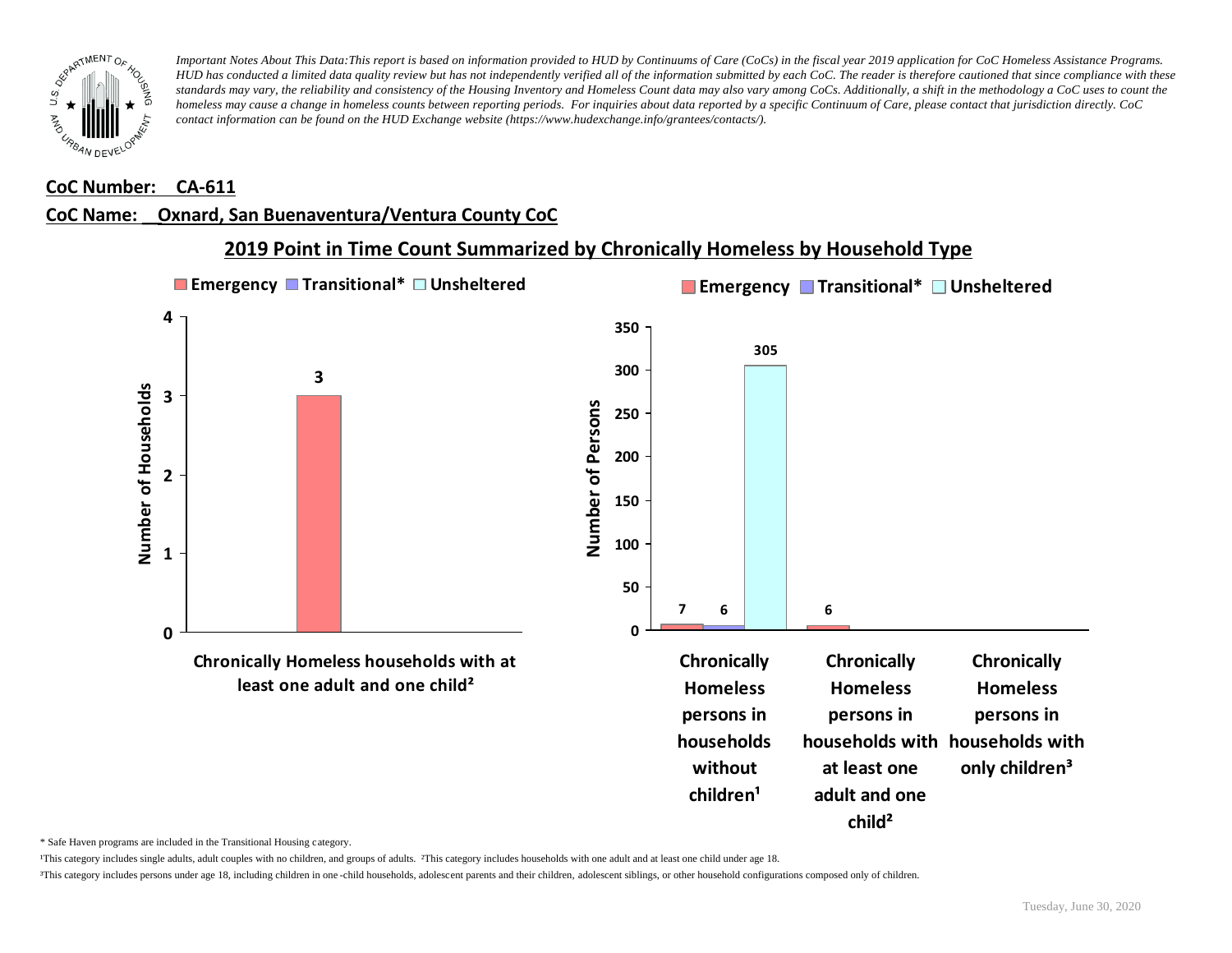*Important Notes About This Data: This report is based on information provided to HUD by Continuums of Care (CoCs) in the fiscal year 2019 application for CoC Homeless Assistance Programs. HUD has conducted a limited data quality review but has not independently verified all of the information submitted by each CoC. The reader is therefore cautioned that since compliance with these standards may vary, the reliability and consistency of the Housing Inventory and Homeless Count data may also vary among CoCs. Additionally, a shift in the methodology a CoC uses to count the homeless may cause a change in homeless counts between reporting periods. For inquiries about data reported by a specific Continuum of Care, please contact that jurisdiction directly. CoC contact information can be found on the HUD Exchange website (https://www.hudexchange.info/grantees/contacts/).*

**CoC Number: CA-611**

**CoC Name: Oxnard, San Buenaventura/Ventura County CoC**

## 2019 Point in Time Count Summarized by Chronically Homeless by Household Type

**Number of Households**

| | Emergency | Transitional* | Unsheltered |
|---|---|---|---|
| Chronically Homeless households with at least one adult and one child² | 3 | | |

**Number of Persons**

| | Emergency | Transitional* | Unsheltered |
|---|---|---|---|
| Chronically Homeless persons in households without children¹ | 7 | 6 | 305 |
| Chronically Homeless persons in households with at least one adult and one child² | 6 | | |
| Chronically Homeless persons in households with only children³ | | | |

\* Safe Haven programs are included in the Transitional Housing category.

¹This category includes single adults, adult couples with no children, and groups of adults. ²This category includes households with one adult and at least one child under age 18.

³This category includes persons under age 18, including children in one-child households, adolescent parents and their children, adolescent siblings, or other household configurations composed only of children.

Tuesday, June 30, 2020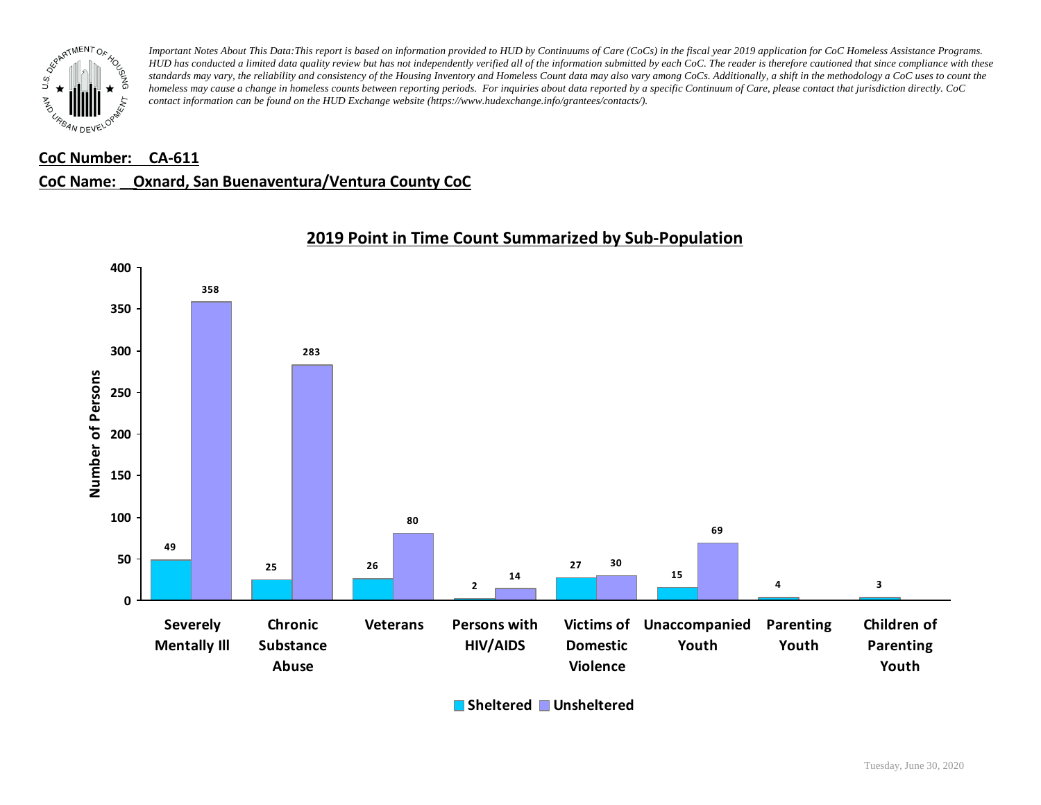*Important Notes About This Data: This report is based on information provided to HUD by Continuums of Care (CoCs) in the fiscal year 2019 application for CoC Homeless Assistance Programs. HUD has conducted a limited data quality review but has not independently verified all of the information submitted by each CoC. The reader is therefore cautioned that since compliance with these standards may vary, the reliability and consistency of the Housing Inventory and Homeless Count data may also vary among CoCs. Additionally, a shift in the methodology a CoC uses to count the homeless may cause a change in homeless counts between reporting periods. For inquiries about data reported by a specific Continuum of Care, please contact that jurisdiction directly. CoC contact information can be found on the HUD Exchange website (https://www.hudexchange.info/grantees/contacts/).*

**CoC Number: CA-611**

**CoC Name: Oxnard, San Buenaventura/Ventura County CoC**

## 2019 Point in Time Count Summarized by Sub-Population

Number of Persons

0
50
100
150
200
250
300
350
400

Severely Mentally Ill: 49, 358
Chronic Substance Abuse: 25, 283
Veterans: 26, 80
Persons with HIV/AIDS: 2, 14
Victims of Domestic Violence: 27, 30
Unaccompanied Youth: 15, 69
Parenting Youth: 4
Children of Parenting Youth: 3

Sheltered
Unsheltered

Tuesday, June 30, 2020